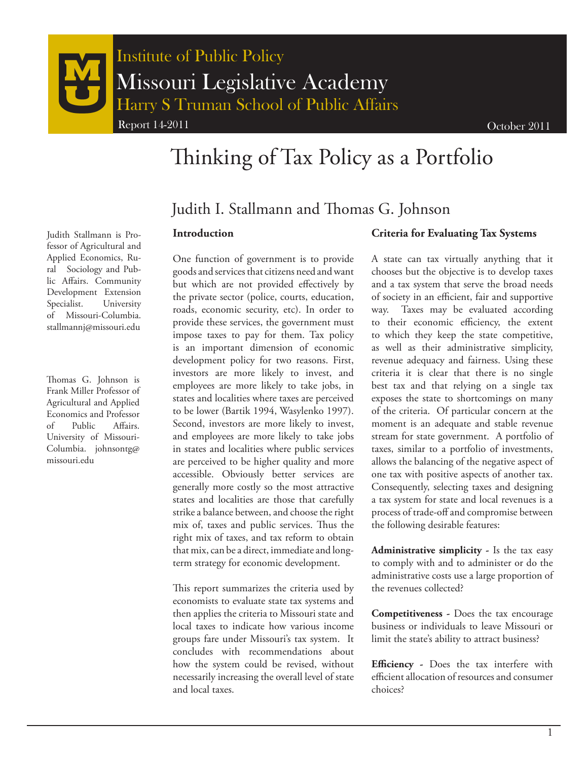Institute of Public Policy

Missouri Legislative Academy

Harry S Truman School of Public Affairs

Report 14-2011

October 2011

# Thinking of Tax Policy as a Portfolio

## Judith I. Stallmann and Thomas G. Johnson

Judith Stallmann is Professor of Agricultural and Applied Economics, Rural Sociology and Public Affairs. Community Development Extension Specialist. University of Missouri-Columbia. stallmannj@missouri.edu

Thomas G. Johnson is Frank Miller Professor of Agricultural and Applied Economics and Professor of Public Affairs. University of Missouri-Columbia. johnsontg@missouri.edu

### Introduction

One function of government is to provide goods and services that citizens need and want but which are not provided effectively by the private sector (police, courts, education, roads, economic security, etc). In order to provide these services, the government must impose taxes to pay for them. Tax policy is an important dimension of economic development policy for two reasons. First, investors are more likely to invest, and employees are more likely to take jobs, in states and localities where taxes are perceived to be lower (Bartik 1994, Wasylenko 1997). Second, investors are more likely to invest, and employees are more likely to take jobs in states and localities where public services are perceived to be higher quality and more accessible. Obviously better services are generally more costly so the most attractive states and localities are those that carefully strike a balance between, and choose the right mix of, taxes and public services. Thus the right mix of taxes, and tax reform to obtain that mix, can be a direct, immediate and long-term strategy for economic development.

This report summarizes the criteria used by economists to evaluate state tax systems and then applies the criteria to Missouri state and local taxes to indicate how various income groups fare under Missouri's tax system. It concludes with recommendations about how the system could be revised, without necessarily increasing the overall level of state and local taxes.

### Criteria for Evaluating Tax Systems

A state can tax virtually anything that it chooses but the objective is to develop taxes and a tax system that serve the broad needs of society in an efficient, fair and supportive way. Taxes may be evaluated according to their economic efficiency, the extent to which they keep the state competitive, as well as their administrative simplicity, revenue adequacy and fairness. Using these criteria it is clear that there is no single best tax and that relying on a single tax exposes the state to shortcomings on many of the criteria. Of particular concern at the moment is an adequate and stable revenue stream for state government. A portfolio of taxes, similar to a portfolio of investments, allows the balancing of the negative aspect of one tax with positive aspects of another tax. Consequently, selecting taxes and designing a tax system for state and local revenues is a process of trade-off and compromise between the following desirable features:

**Administrative simplicity -** Is the tax easy to comply with and to administer or do the administrative costs use a large proportion of the revenues collected?

**Competitiveness -** Does the tax encourage business or individuals to leave Missouri or limit the state's ability to attract business?

**Efficiency -** Does the tax interfere with efficient allocation of resources and consumer choices?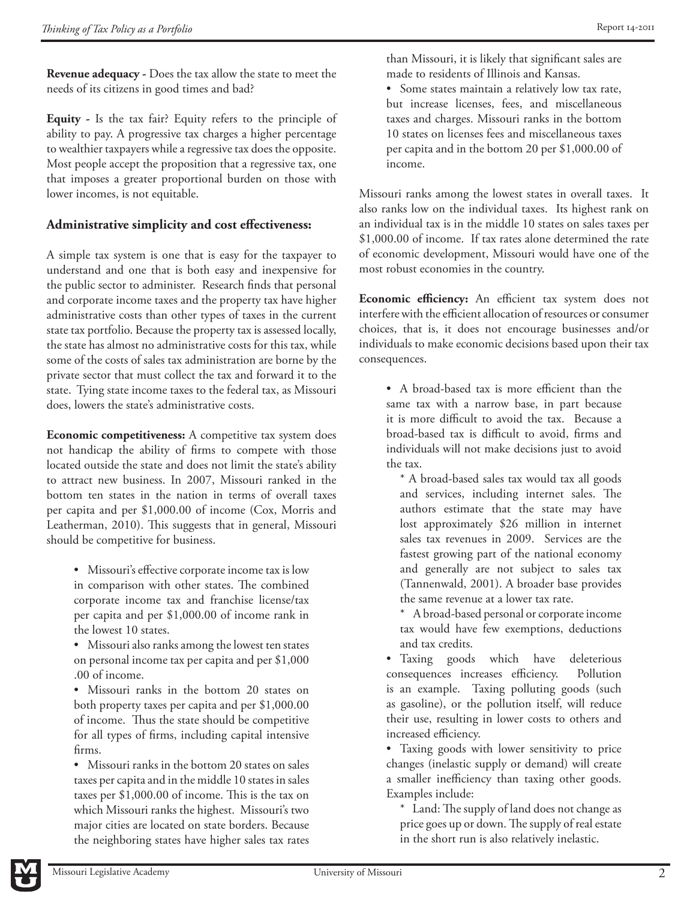**Revenue adequacy -** Does the tax allow the state to meet the needs of its citizens in good times and bad?

**Equity -** Is the tax fair? Equity refers to the principle of ability to pay. A progressive tax charges a higher percentage to wealthier taxpayers while a regressive tax does the opposite. Most people accept the proposition that a regressive tax, one that imposes a greater proportional burden on those with lower incomes, is not equitable.

### Administrative simplicity and cost effectiveness:

A simple tax system is one that is easy for the taxpayer to understand and one that is both easy and inexpensive for the public sector to administer. Research finds that personal and corporate income taxes and the property tax have higher administrative costs than other types of taxes in the current state tax portfolio. Because the property tax is assessed locally, the state has almost no administrative costs for this tax, while some of the costs of sales tax administration are borne by the private sector that must collect the tax and forward it to the state. Tying state income taxes to the federal tax, as Missouri does, lowers the state's administrative costs.

**Economic competitiveness:** A competitive tax system does not handicap the ability of firms to compete with those located outside the state and does not limit the state's ability to attract new business. In 2007, Missouri ranked in the bottom ten states in the nation in terms of overall taxes per capita and per $1,000.00 of income (Cox, Morris and Leatherman, 2010). This suggests that in general, Missouri should be competitive for business.

- Missouri's effective corporate income tax is low in comparison with other states. The combined corporate income tax and franchise license/tax per capita and per $1,000.00 of income rank in the lowest 10 states.
- Missouri also ranks among the lowest ten states on personal income tax per capita and per $1,000 .00 of income.
- Missouri ranks in the bottom 20 states on both property taxes per capita and per $1,000.00 of income. Thus the state should be competitive for all types of firms, including capital intensive firms.
- Missouri ranks in the bottom 20 states on sales taxes per capita and in the middle 10 states in sales taxes per $1,000.00 of income. This is the tax on which Missouri ranks the highest. Missouri's two major cities are located on state borders. Because the neighboring states have higher sales tax rates than Missouri, it is likely that significant sales are made to residents of Illinois and Kansas.
- Some states maintain a relatively low tax rate, but increase licenses, fees, and miscellaneous taxes and charges. Missouri ranks in the bottom 10 states on licenses fees and miscellaneous taxes per capita and in the bottom 20 per $1,000.00 of income.

Missouri ranks among the lowest states in overall taxes. It also ranks low on the individual taxes. Its highest rank on an individual tax is in the middle 10 states on sales taxes per $1,000.00 of income. If tax rates alone determined the rate of economic development, Missouri would have one of the most robust economies in the country.

**Economic efficiency:** An efficient tax system does not interfere with the efficient allocation of resources or consumer choices, that is, it does not encourage businesses and/or individuals to make economic decisions based upon their tax consequences.

- A broad-based tax is more efficient than the same tax with a narrow base, in part because it is more difficult to avoid the tax. Because a broad-based tax is difficult to avoid, firms and individuals will not make decisions just to avoid the tax.
  - A broad-based sales tax would tax all goods and services, including internet sales. The authors estimate that the state may have lost approximately $26 million in internet sales tax revenues in 2009. Services are the fastest growing part of the national economy and generally are not subject to sales tax (Tannenwald, 2001). A broader base provides the same revenue at a lower tax rate.
  - A broad-based personal or corporate income tax would have few exemptions, deductions and tax credits.
- Taxing goods which have deleterious consequences increases efficiency. Pollution is an example. Taxing polluting goods (such as gasoline), or the pollution itself, will reduce their use, resulting in lower costs to others and increased efficiency.
- Taxing goods with lower sensitivity to price changes (inelastic supply or demand) will create a smaller inefficiency than taxing other goods. Examples include:
  - Land: The supply of land does not change as price goes up or down. The supply of real estate in the short run is also relatively inelastic.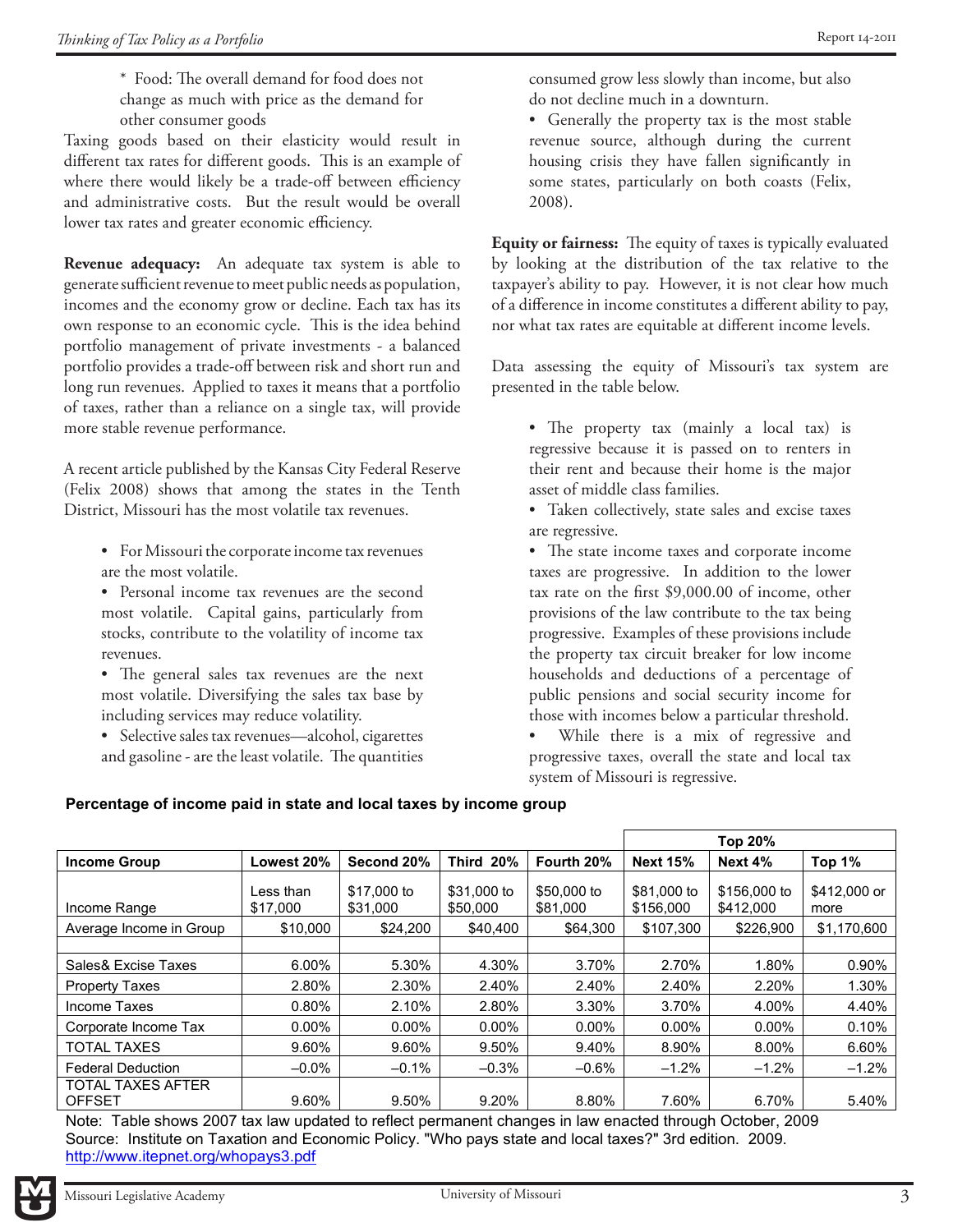* Food: The overall demand for food does not change as much with price as the demand for other consumer goods

Taxing goods based on their elasticity would result in different tax rates for different goods. This is an example of where there would likely be a trade-off between efficiency and administrative costs. But the result would be overall lower tax rates and greater economic efficiency.

**Revenue adequacy:** An adequate tax system is able to generate sufficient revenue to meet public needs as population, incomes and the economy grow or decline. Each tax has its own response to an economic cycle. This is the idea behind portfolio management of private investments - a balanced portfolio provides a trade-off between risk and short run and long run revenues. Applied to taxes it means that a portfolio of taxes, rather than a reliance on a single tax, will provide more stable revenue performance.

A recent article published by the Kansas City Federal Reserve (Felix 2008) shows that among the states in the Tenth District, Missouri has the most volatile tax revenues.

- For Missouri the corporate income tax revenues are the most volatile.
- Personal income tax revenues are the second most volatile. Capital gains, particularly from stocks, contribute to the volatility of income tax revenues.
- The general sales tax revenues are the next most volatile. Diversifying the sales tax base by including services may reduce volatility.
- Selective sales tax revenues—alcohol, cigarettes and gasoline - are the least volatile. The quantities consumed grow less slowly than income, but also do not decline much in a downturn.
- Generally the property tax is the most stable revenue source, although during the current housing crisis they have fallen significantly in some states, particularly on both coasts (Felix, 2008).

**Equity or fairness:** The equity of taxes is typically evaluated by looking at the distribution of the tax relative to the taxpayer's ability to pay. However, it is not clear how much of a difference in income constitutes a different ability to pay, nor what tax rates are equitable at different income levels.

Data assessing the equity of Missouri's tax system are presented in the table below.

- The property tax (mainly a local tax) is regressive because it is passed on to renters in their rent and because their home is the major asset of middle class families.
- Taken collectively, state sales and excise taxes are regressive.
- The state income taxes and corporate income taxes are progressive. In addition to the lower tax rate on the first $9,000.00 of income, other provisions of the law contribute to the tax being progressive. Examples of these provisions include the property tax circuit breaker for low income households and deductions of a percentage of public pensions and social security income for those with incomes below a particular threshold.
- While there is a mix of regressive and progressive taxes, overall the state and local tax system of Missouri is regressive.

**Percentage of income paid in state and local taxes by income group**

| | | | | | Top 20% | | |
|---|---|---|---|---|---|---|---|
| **Income Group** | **Lowest 20%** | **Second 20%** | **Third 20%** | **Fourth 20%** | **Next 15%** | **Next 4%** | **Top 1%** |
| Income Range | Less than $17,000 | $17,000 to $31,000 | $31,000 to $50,000 | $50,000 to $81,000 | $81,000 to $156,000 | $156,000 to $412,000 | $412,000 or more |
| Average Income in Group | $10,000 | $24,200 | $40,400 | $64,300 | $107,300 | $226,900 | $1,170,600 |
| | | | | | | | |
| Sales& Excise Taxes | 6.00% | 5.30% | 4.30% | 3.70% | 2.70% | 1.80% | 0.90% |
| Property Taxes | 2.80% | 2.30% | 2.40% | 2.40% | 2.40% | 2.20% | 1.30% |
| Income Taxes | 0.80% | 2.10% | 2.80% | 3.30% | 3.70% | 4.00% | 4.40% |
| Corporate Income Tax | 0.00% | 0.00% | 0.00% | 0.00% | 0.00% | 0.00% | 0.10% |
| TOTAL TAXES | 9.60% | 9.60% | 9.50% | 9.40% | 8.90% | 8.00% | 6.60% |
| Federal Deduction | –0.0% | –0.1% | –0.3% | –0.6% | –1.2% | –1.2% | –1.2% |
| TOTAL TAXES AFTER OFFSET | 9.60% | 9.50% | 9.20% | 8.80% | 7.60% | 6.70% | 5.40% |

Note: Table shows 2007 tax law updated to reflect permanent changes in law enacted through October, 2009
Source: Institute on Taxation and Economic Policy. "Who pays state and local taxes?" 3rd edition. 2009.
http://www.itepnet.org/whopays3.pdf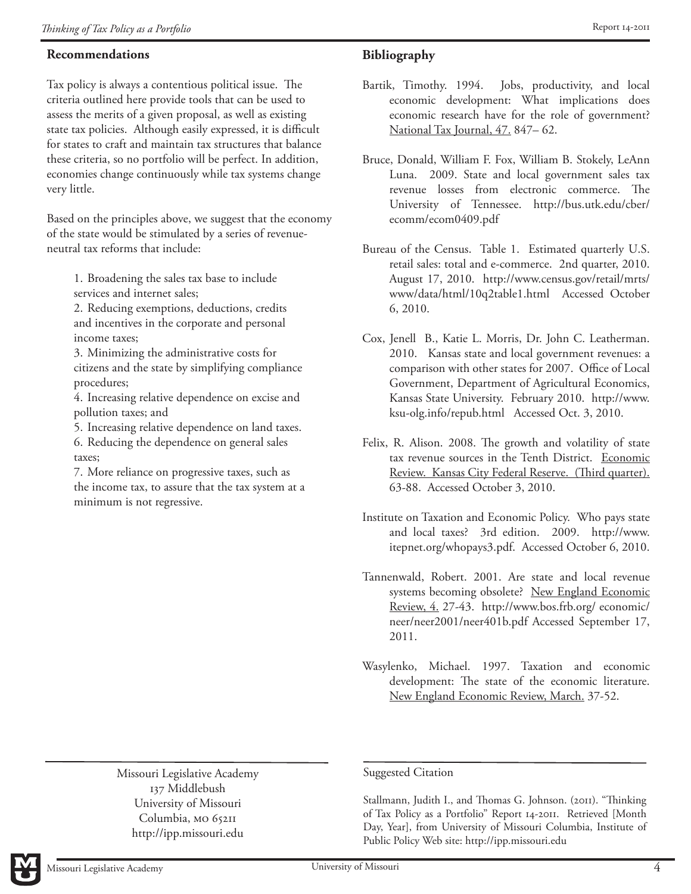## Recommendations

Tax policy is always a contentious political issue. The criteria outlined here provide tools that can be used to assess the merits of a given proposal, as well as existing state tax policies. Although easily expressed, it is difficult for states to craft and maintain tax structures that balance these criteria, so no portfolio will be perfect. In addition, economies change continuously while tax systems change very little.

Based on the principles above, we suggest that the economy of the state would be stimulated by a series of revenue-neutral tax reforms that include:

1. Broadening the sales tax base to include services and internet sales;
2. Reducing exemptions, deductions, credits and incentives in the corporate and personal income taxes;
3. Minimizing the administrative costs for citizens and the state by simplifying compliance procedures;
4. Increasing relative dependence on excise and pollution taxes; and
5. Increasing relative dependence on land taxes.
6. Reducing the dependence on general sales taxes;
7. More reliance on progressive taxes, such as the income tax, to assure that the tax system at a minimum is not regressive.

## Bibliography

Bartik, Timothy. 1994. Jobs, productivity, and local economic development: What implications does economic research have for the role of government? National Tax Journal, 47. 847– 62.

Bruce, Donald, William F. Fox, William B. Stokely, LeAnn Luna. 2009. State and local government sales tax revenue losses from electronic commerce. The University of Tennessee. http://bus.utk.edu/cber/ecomm/ecom0409.pdf

Bureau of the Census. Table 1. Estimated quarterly U.S. retail sales: total and e-commerce. 2nd quarter, 2010. August 17, 2010. http://www.census.gov/retail/mrts/www/data/html/10q2table1.html Accessed October 6, 2010.

Cox, Jenell B., Katie L. Morris, Dr. John C. Leatherman. 2010. Kansas state and local government revenues: a comparison with other states for 2007. Office of Local Government, Department of Agricultural Economics, Kansas State University. February 2010. http://www.ksu-olg.info/repub.html Accessed Oct. 3, 2010.

Felix, R. Alison. 2008. The growth and volatility of state tax revenue sources in the Tenth District. Economic Review. Kansas City Federal Reserve. (Third quarter). 63-88. Accessed October 3, 2010.

Institute on Taxation and Economic Policy. Who pays state and local taxes? 3rd edition. 2009. http://www.itepnet.org/whopays3.pdf. Accessed October 6, 2010.

Tannenwald, Robert. 2001. Are state and local revenue systems becoming obsolete? New England Economic Review, 4. 27-43. http://www.bos.frb.org/ economic/neer/neer2001/neer401b.pdf Accessed September 17, 2011.

Wasylenko, Michael. 1997. Taxation and economic development: The state of the economic literature. New England Economic Review, March. 37-52.

Missouri Legislative Academy
137 Middlebush
University of Missouri
Columbia, MO 65211
http://ipp.missouri.edu

Suggested Citation

Stallmann, Judith I., and Thomas G. Johnson. (2011). "Thinking of Tax Policy as a Portfolio" Report 14-2011. Retrieved [Month Day, Year], from University of Missouri Columbia, Institute of Public Policy Web site: http://ipp.missouri.edu